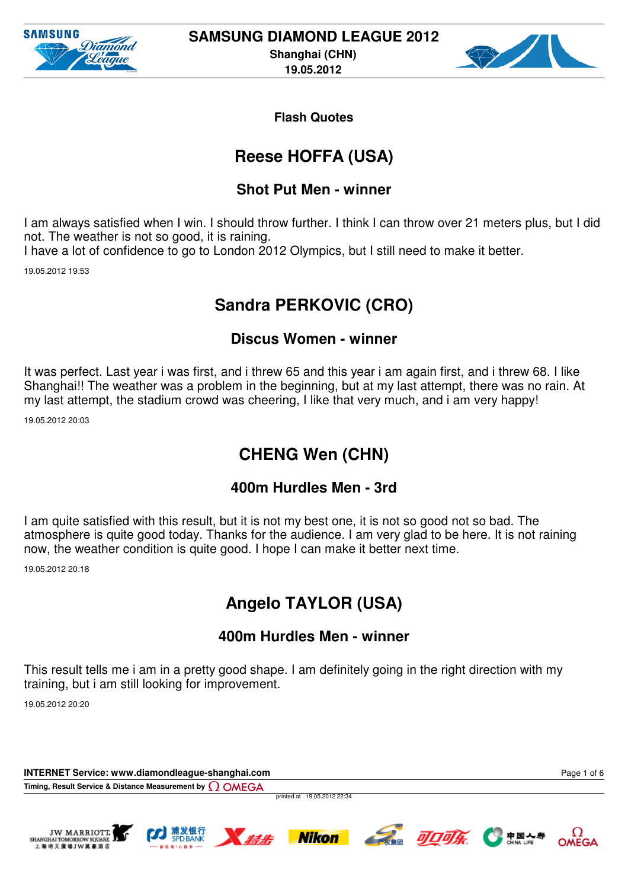# SAMSUNG DIAMOND LEAGUE 2012

**Shanghai (CHN)**

**19.05.2012**

### Flash Quotes

## Reese HOFFA (USA)

### Shot Put Men - winner

I am always satisfied when I win. I should throw further. I think I can throw over 21 meters plus, but I did not. The weather is not so good, it is raining.
I have a lot of confidence to go to London 2012 Olympics, but I still need to make it better.

19.05.2012 19:53

## Sandra PERKOVIC (CRO)

### Discus Women - winner

It was perfect. Last year i was first, and i threw 65 and this year i am again first, and i threw 68. I like Shanghai!! The weather was a problem in the beginning, but at my last attempt, there was no rain. At my last attempt, the stadium crowd was cheering, I like that very much, and i am very happy!

19.05.2012 20:03

## CHENG Wen (CHN)

### 400m Hurdles Men - 3rd

I am quite satisfied with this result, but it is not my best one, it is not so good not so bad. The atmosphere is quite good today. Thanks for the audience. I am very glad to be here. It is not raining now, the weather condition is quite good. I hope I can make it better next time.

19.05.2012 20:18

## Angelo TAYLOR (USA)

### 400m Hurdles Men - winner

This result tells me i am in a pretty good shape. I am definitely going in the right direction with my training, but i am still looking for improvement.

19.05.2012 20:20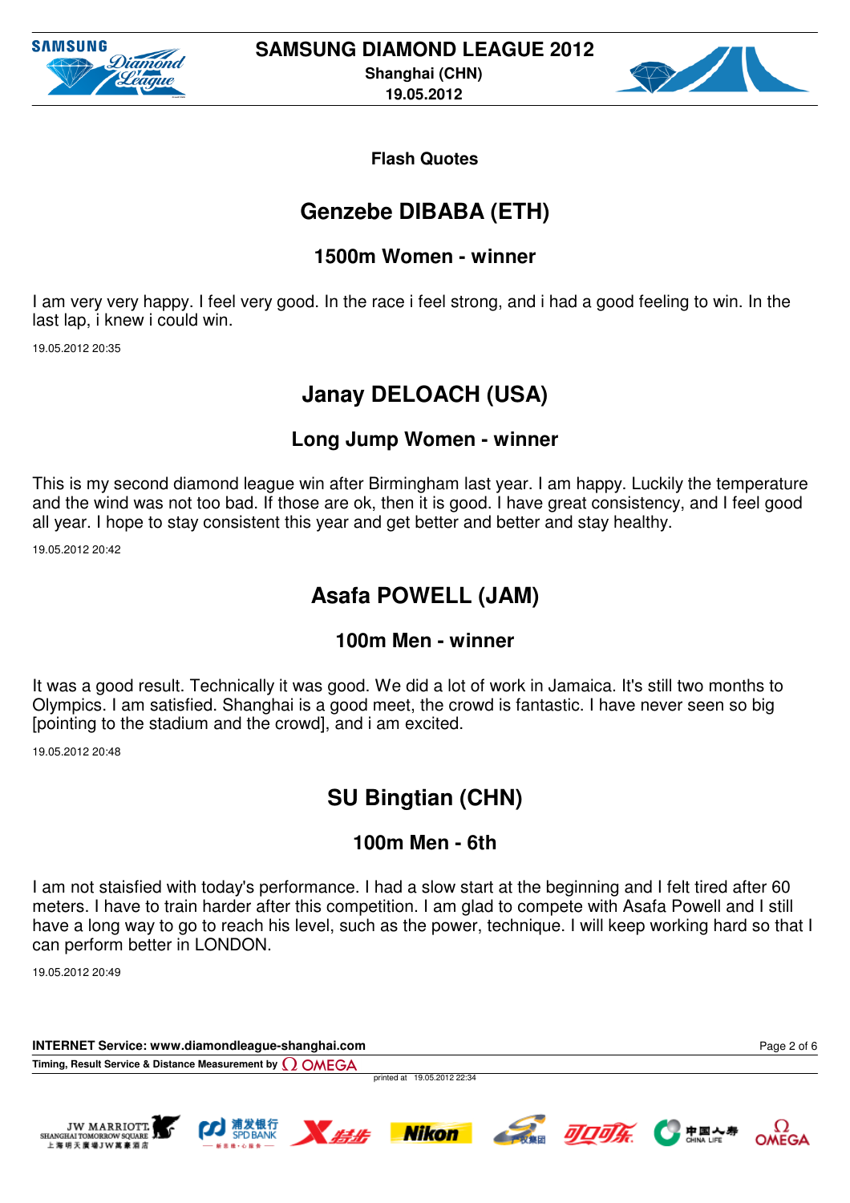# Flash Quotes

## Genzebe DIBABA (ETH)

### 1500m Women - winner

I am very very happy. I feel very good. In the race i feel strong, and i had a good feeling to win. In the last lap, i knew i could win.

19.05.2012 20:35

## Janay DELOACH (USA)

### Long Jump Women - winner

This is my second diamond league win after Birmingham last year. I am happy. Luckily the temperature and the wind was not too bad. If those are ok, then it is good. I have great consistency, and I feel good all year. I hope to stay consistent this year and get better and better and stay healthy.

19.05.2012 20:42

## Asafa POWELL (JAM)

### 100m Men - winner

It was a good result. Technically it was good. We did a lot of work in Jamaica. It's still two months to Olympics. I am satisfied. Shanghai is a good meet, the crowd is fantastic. I have never seen so big [pointing to the stadium and the crowd], and i am excited.

19.05.2012 20:48

## SU Bingtian (CHN)

### 100m Men - 6th

I am not staisfied with today's performance. I had a slow start at the beginning and I felt tired after 60 meters. I have to train harder after this competition. I am glad to compete with Asafa Powell and I still have a long way to go to reach his level, such as the power, technique. I will keep working hard so that I can perform better in LONDON.

19.05.2012 20:49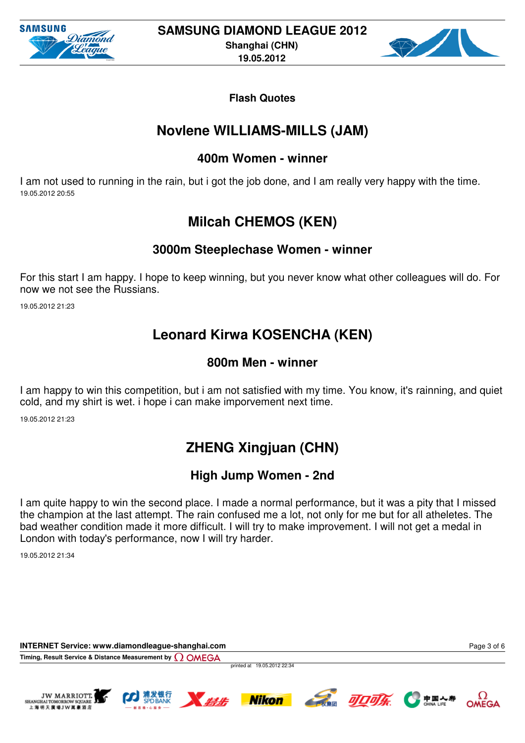## Flash Quotes

# Novlene WILLIAMS-MILLS (JAM)

### 400m Women - winner

I am not used to running in the rain, but i got the job done, and I am really very happy with the time.
19.05.2012 20:55

# Milcah CHEMOS (KEN)

### 3000m Steeplechase Women - winner

For this start I am happy. I hope to keep winning, but you never know what other colleagues will do. For now we not see the Russians.

19.05.2012 21:23

# Leonard Kirwa KOSENCHA (KEN)

### 800m Men - winner

I am happy to win this competition, but i am not satisfied with my time. You know, it's rainning, and quiet cold, and my shirt is wet. i hope i can make imporvement next time.

19.05.2012 21:23

# ZHENG Xingjuan (CHN)

### High Jump Women - 2nd

I am quite happy to win the second place. I made a normal performance, but it was a pity that I missed the champion at the last attempt. The rain confused me a lot, not only for me but for all atheletes. The bad weather condition made it more difficult. I will try to make improvement. I will not get a medal in London with today's performance, now I will try harder.

19.05.2012 21:34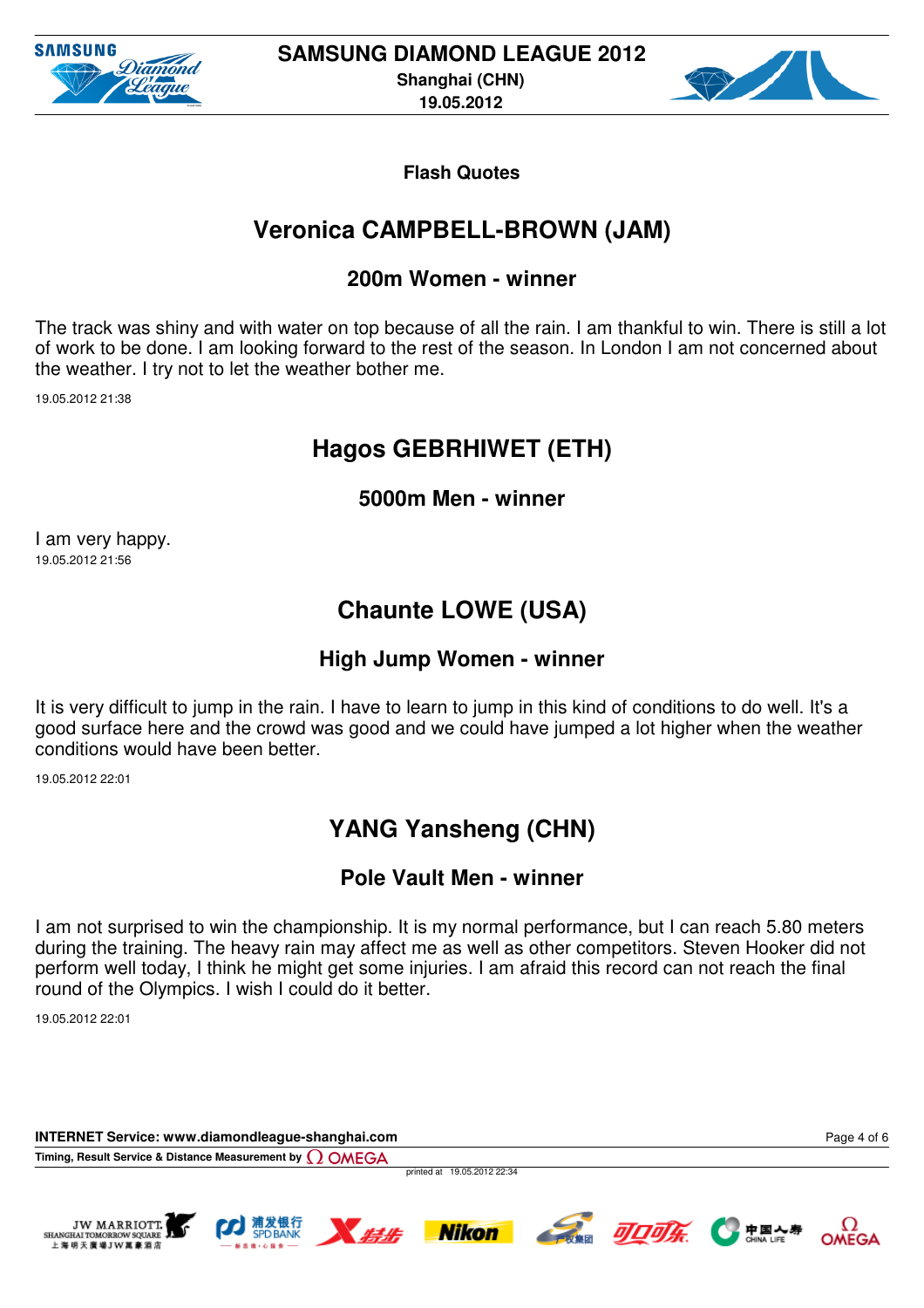## Flash Quotes

# Veronica CAMPBELL-BROWN (JAM)

### 200m Women - winner

The track was shiny and with water on top because of all the rain. I am thankful to win. There is still a lot of work to be done. I am looking forward to the rest of the season. In London I am not concerned about the weather. I try not to let the weather bother me.

19.05.2012 21:38

# Hagos GEBRHIWET (ETH)

### 5000m Men - winner

I am very happy.

19.05.2012 21:56

# Chaunte LOWE (USA)

### High Jump Women - winner

It is very difficult to jump in the rain. I have to learn to jump in this kind of conditions to do well. It's a good surface here and the crowd was good and we could have jumped a lot higher when the weather conditions would have been better.

19.05.2012 22:01

# YANG Yansheng (CHN)

### Pole Vault Men - winner

I am not surprised to win the championship. It is my normal performance, but I can reach 5.80 meters during the training. The heavy rain may affect me as well as other competitors. Steven Hooker did not perform well today, I think he might get some injuries. I am afraid this record can not reach the final round of the Olympics. I wish I could do it better.

19.05.2012 22:01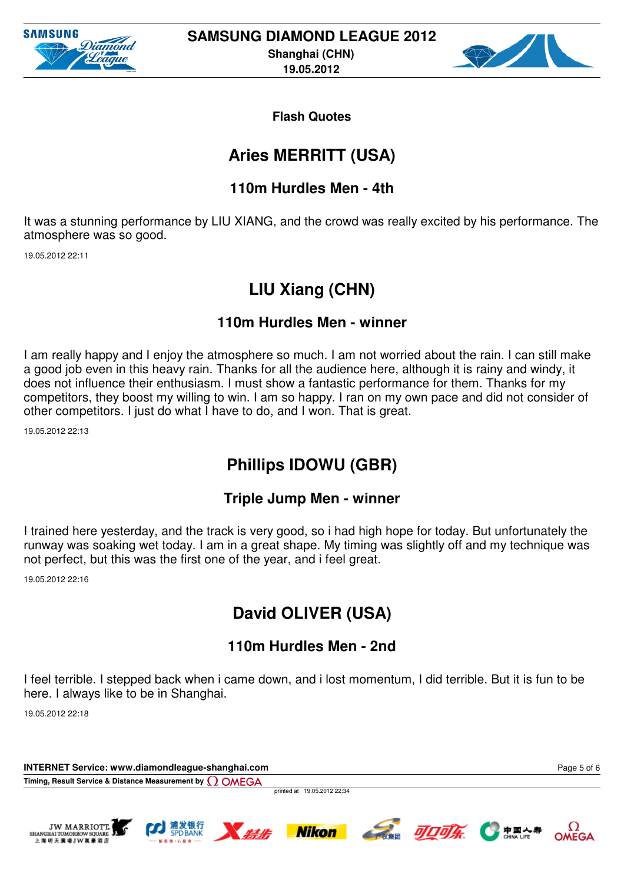## Flash Quotes

# Aries MERRITT (USA)

### 110m Hurdles Men - 4th

It was a stunning performance by LIU XIANG, and the crowd was really excited by his performance. The atmosphere was so good.

19.05.2012 22:11

# LIU Xiang (CHN)

### 110m Hurdles Men - winner

I am really happy and I enjoy the atmosphere so much. I am not worried about the rain. I can still make a good job even in this heavy rain. Thanks for all the audience here, although it is rainy and windy, it does not influence their enthusiasm. I must show a fantastic performance for them. Thanks for my competitors, they boost my willing to win. I am so happy. I ran on my own pace and did not consider of other competitors. I just do what I have to do, and I won. That is great.

19.05.2012 22:13

# Phillips IDOWU (GBR)

### Triple Jump Men - winner

I trained here yesterday, and the track is very good, so i had high hope for today. But unfortunately the runway was soaking wet today. I am in a great shape. My timing was slightly off and my technique was not perfect, but this was the first one of the year, and i feel great.

19.05.2012 22:16

# David OLIVER (USA)

### 110m Hurdles Men - 2nd

I feel terrible. I stepped back when i came down, and i lost momentum, I did terrible. But it is fun to be here. I always like to be in Shanghai.

19.05.2012 22:18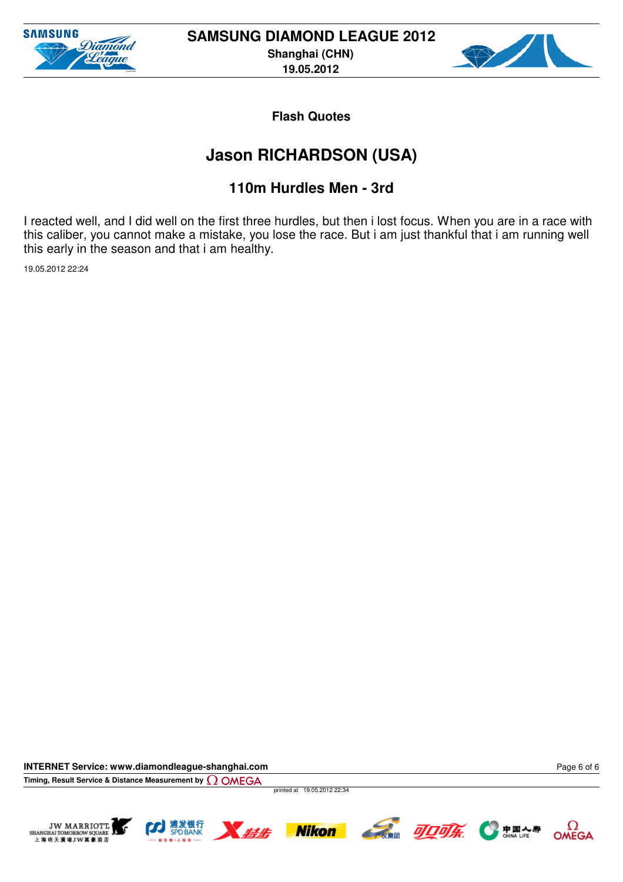# Flash Quotes

## Jason RICHARDSON (USA)

### 110m Hurdles Men - 3rd

I reacted well, and I did well on the first three hurdles, but then i lost focus. When you are in a race with this caliber, you cannot make a mistake, you lose the race. But i am just thankful that i am running well this early in the season and that i am healthy.

19.05.2012 22:24